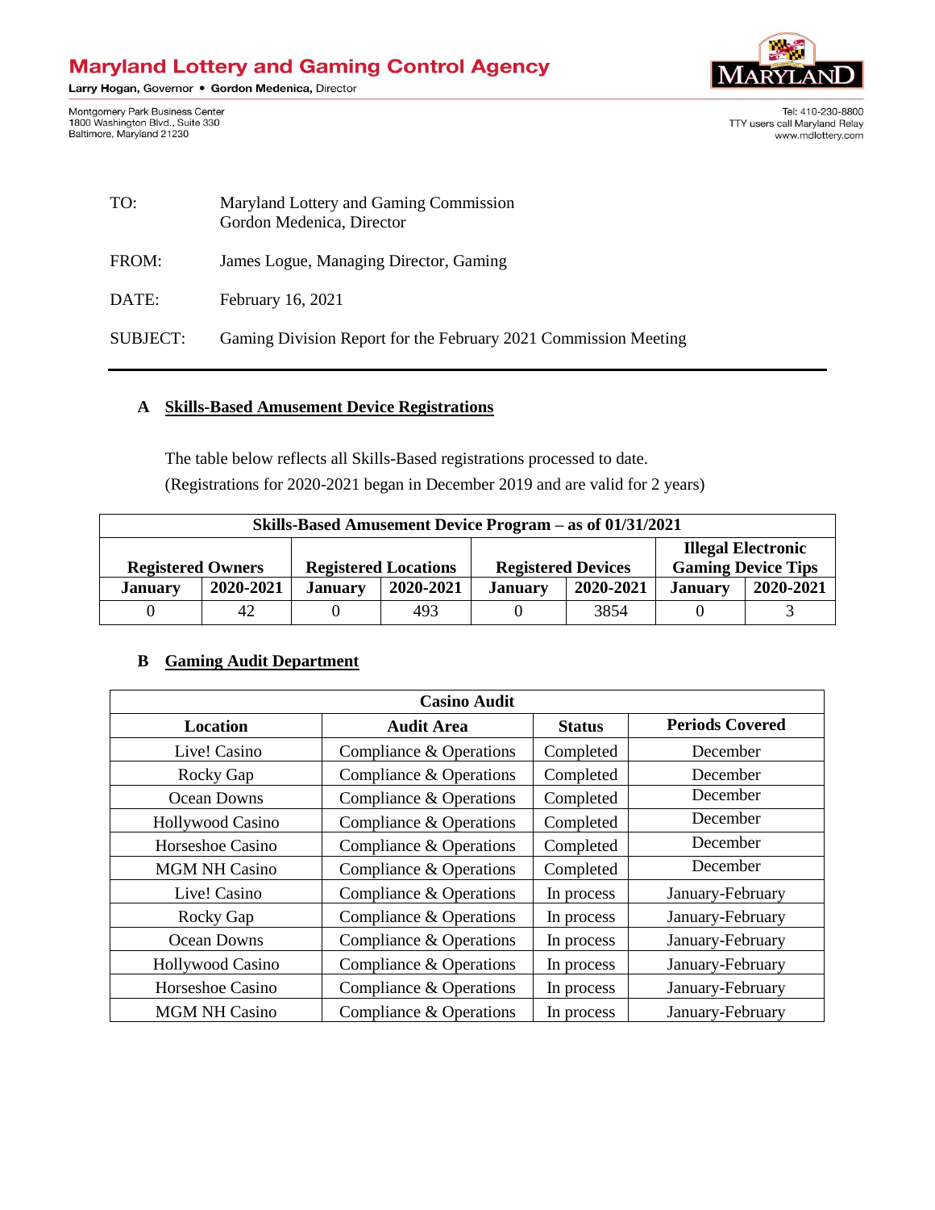# Maryland Lottery and Gaming Control Agency

Larry Hogan, Governor • Gordon Medenica, Director

Montgomery Park Business Center
1800 Washington Blvd., Suite 330
Baltimore, Maryland 21230

Tel: 410-230-8800
TTY users call Maryland Relay
www.mdlottery.com

TO: Maryland Lottery and Gaming Commission
Gordon Medenica, Director

FROM: James Logue, Managing Director, Gaming

DATE: February 16, 2021

SUBJECT: Gaming Division Report for the February 2021 Commission Meeting

---

## A Skills-Based Amusement Device Registrations

The table below reflects all Skills-Based registrations processed to date.
(Registrations for 2020-2021 began in December 2019 and are valid for 2 years)

| Skills-Based Amusement Device Program – as of 01/31/2021 | | | | | | | |
|---|---|---|---|---|---|---|---|
| Registered Owners | | Registered Locations | | Registered Devices | | Illegal Electronic Gaming Device Tips | |
| January | 2020-2021 | January | 2020-2021 | January | 2020-2021 | January | 2020-2021 |
| 0 | 42 | 0 | 493 | 0 | 3854 | 0 | 3 |

## B Gaming Audit Department

| Casino Audit | | | |
|---|---|---|---|
| Location | Audit Area | Status | Periods Covered |
| Live! Casino | Compliance & Operations | Completed | December |
| Rocky Gap | Compliance & Operations | Completed | December |
| Ocean Downs | Compliance & Operations | Completed | December |
| Hollywood Casino | Compliance & Operations | Completed | December |
| Horseshoe Casino | Compliance & Operations | Completed | December |
| MGM NH Casino | Compliance & Operations | Completed | December |
| Live! Casino | Compliance & Operations | In process | January-February |
| Rocky Gap | Compliance & Operations | In process | January-February |
| Ocean Downs | Compliance & Operations | In process | January-February |
| Hollywood Casino | Compliance & Operations | In process | January-February |
| Horseshoe Casino | Compliance & Operations | In process | January-February |
| MGM NH Casino | Compliance & Operations | In process | January-February |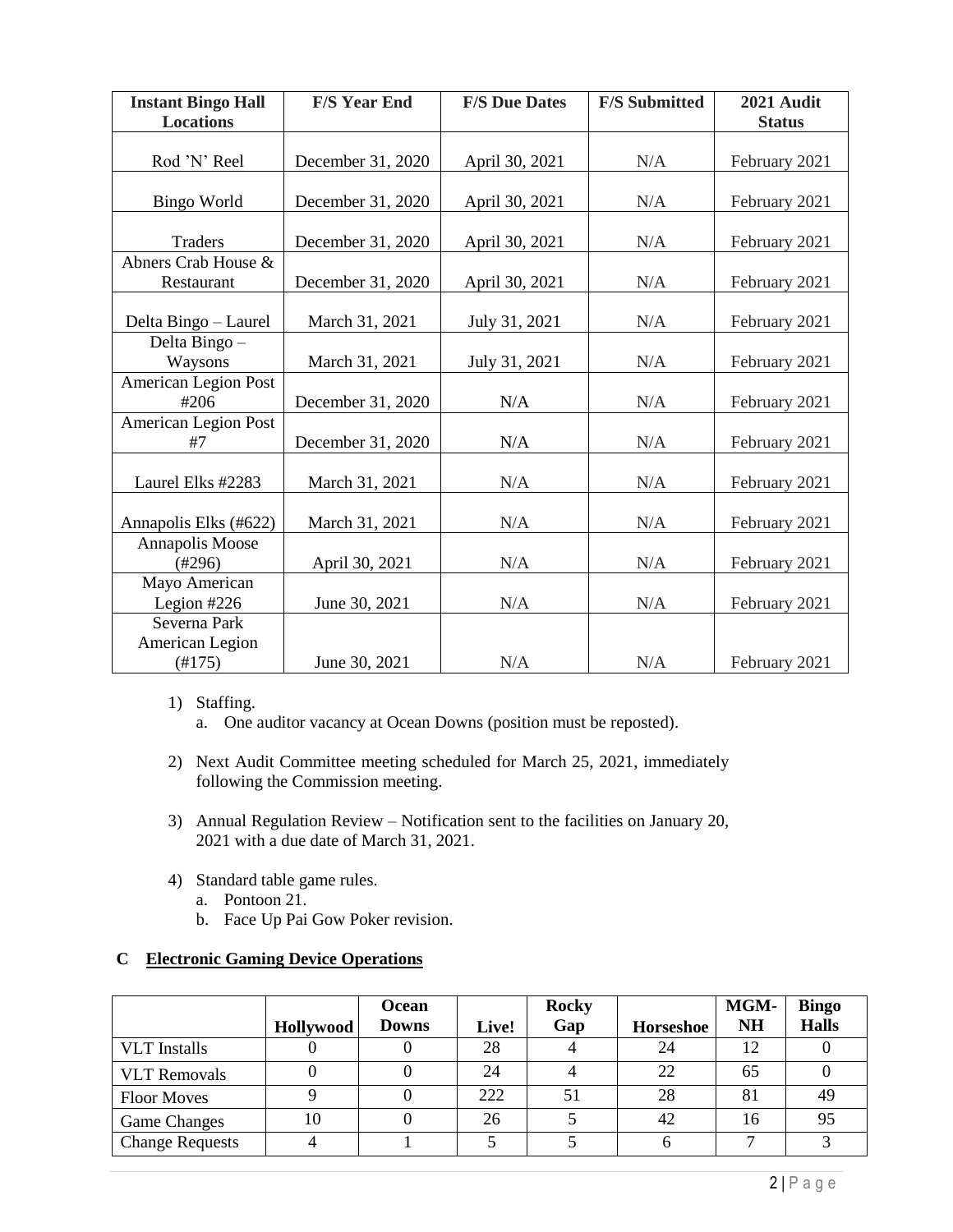| Instant Bingo Hall Locations | F/S Year End | F/S Due Dates | F/S Submitted | 2021 Audit Status |
|---|---|---|---|---|
| Rod 'N' Reel | December 31, 2020 | April 30, 2021 | N/A | February 2021 |
| Bingo World | December 31, 2020 | April 30, 2021 | N/A | February 2021 |
| Traders | December 31, 2020 | April 30, 2021 | N/A | February 2021 |
| Abners Crab House & Restaurant | December 31, 2020 | April 30, 2021 | N/A | February 2021 |
| Delta Bingo – Laurel | March 31, 2021 | July 31, 2021 | N/A | February 2021 |
| Delta Bingo – Waysons | March 31, 2021 | July 31, 2021 | N/A | February 2021 |
| American Legion Post #206 | December 31, 2020 | N/A | N/A | February 2021 |
| American Legion Post #7 | December 31, 2020 | N/A | N/A | February 2021 |
| Laurel Elks #2283 | March 31, 2021 | N/A | N/A | February 2021 |
| Annapolis Elks (#622) | March 31, 2021 | N/A | N/A | February 2021 |
| Annapolis Moose (#296) | April 30, 2021 | N/A | N/A | February 2021 |
| Mayo American Legion #226 | June 30, 2021 | N/A | N/A | February 2021 |
| Severna Park American Legion (#175) | June 30, 2021 | N/A | N/A | February 2021 |

1) Staffing.
   a. One auditor vacancy at Ocean Downs (position must be reposted).

2) Next Audit Committee meeting scheduled for March 25, 2021, immediately following the Commission meeting.

3) Annual Regulation Review – Notification sent to the facilities on January 20, 2021 with a due date of March 31, 2021.

4) Standard table game rules.
   a. Pontoon 21.
   b. Face Up Pai Gow Poker revision.

## C Electronic Gaming Device Operations

| | Hollywood | Ocean Downs | Live! | Rocky Gap | Horseshoe | MGM-NH | Bingo Halls |
|---|---|---|---|---|---|---|---|
| VLT Installs | 0 | 0 | 28 | 4 | 24 | 12 | 0 |
| VLT Removals | 0 | 0 | 24 | 4 | 22 | 65 | 0 |
| Floor Moves | 9 | 0 | 222 | 51 | 28 | 81 | 49 |
| Game Changes | 10 | 0 | 26 | 5 | 42 | 16 | 95 |
| Change Requests | 4 | 1 | 5 | 5 | 6 | 7 | 3 |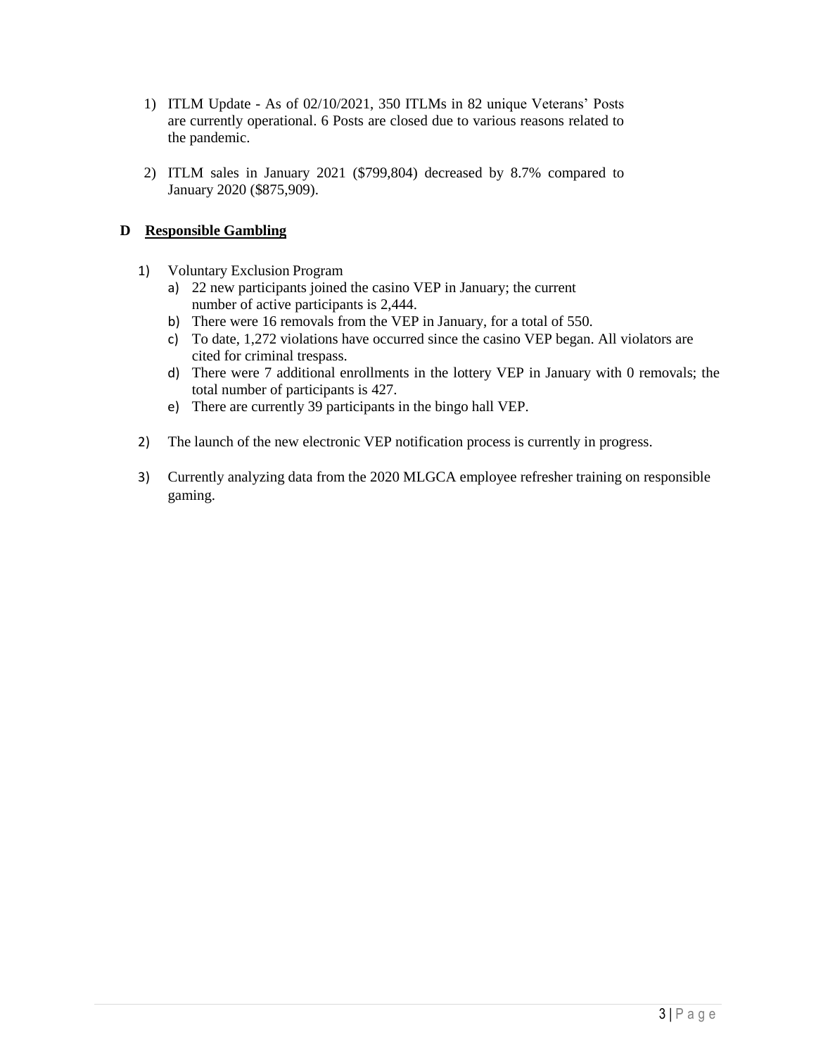1) ITLM Update - As of 02/10/2021, 350 ITLMs in 82 unique Veterans' Posts are currently operational. 6 Posts are closed due to various reasons related to the pandemic.

2) ITLM sales in January 2021 ($799,804) decreased by 8.7% compared to January 2020 ($875,909).

**D** **Responsible Gambling**

1) Voluntary Exclusion Program
   a) 22 new participants joined the casino VEP in January; the current number of active participants is 2,444.
   b) There were 16 removals from the VEP in January, for a total of 550.
   c) To date, 1,272 violations have occurred since the casino VEP began. All violators are cited for criminal trespass.
   d) There were 7 additional enrollments in the lottery VEP in January with 0 removals; the total number of participants is 427.
   e) There are currently 39 participants in the bingo hall VEP.

2) The launch of the new electronic VEP notification process is currently in progress.

3) Currently analyzing data from the 2020 MLGCA employee refresher training on responsible gaming.